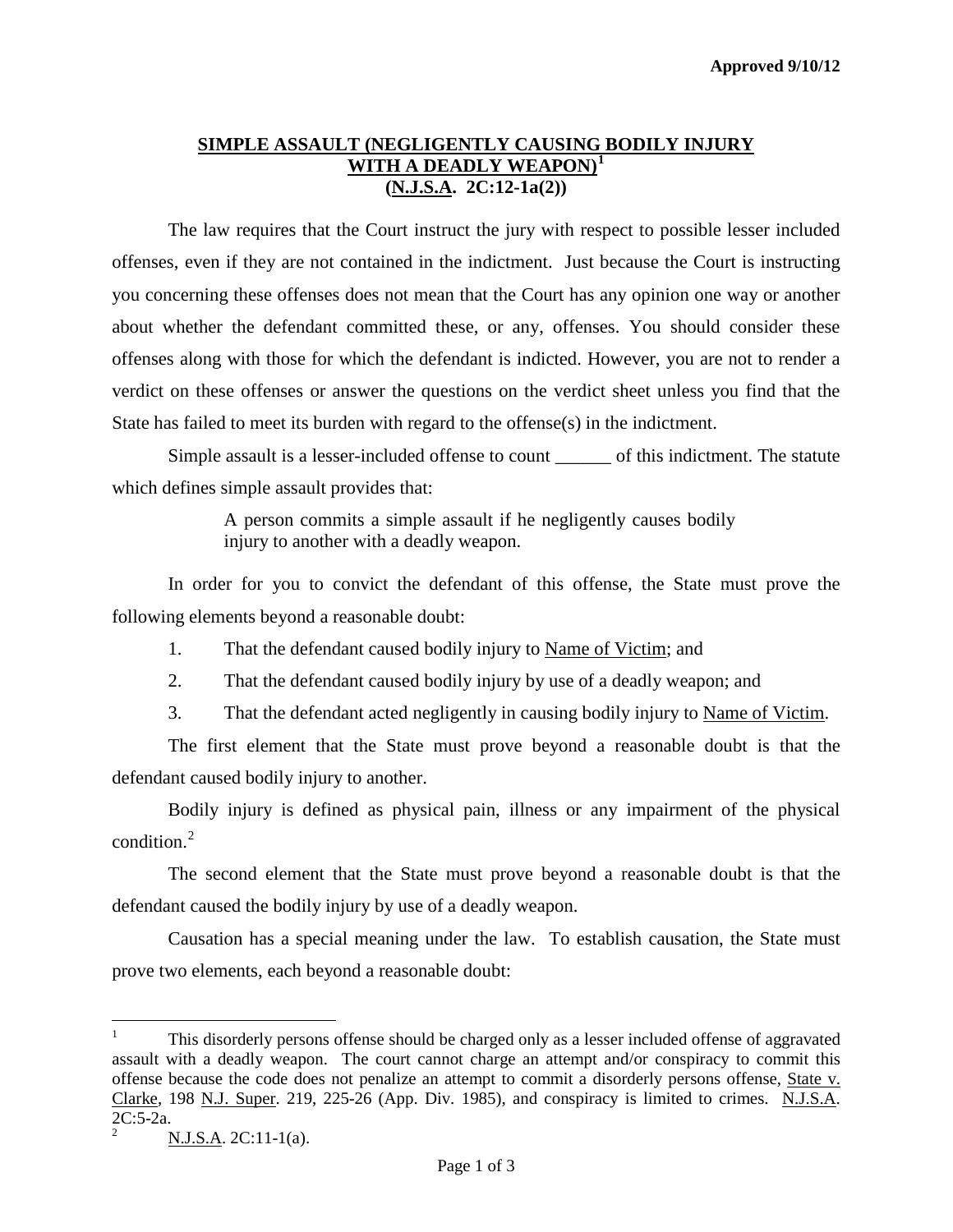**Approved 9/10/12**

# SIMPLE ASSAULT (NEGLIGENTLY CAUSING BODILY INJURY WITH A DEADLY WEAPON)[1] (N.J.S.A. 2C:12-1a(2))

The law requires that the Court instruct the jury with respect to possible lesser included offenses, even if they are not contained in the indictment. Just because the Court is instructing you concerning these offenses does not mean that the Court has any opinion one way or another about whether the defendant committed these, or any, offenses. You should consider these offenses along with those for which the defendant is indicted. However, you are not to render a verdict on these offenses or answer the questions on the verdict sheet unless you find that the State has failed to meet its burden with regard to the offense(s) in the indictment.

Simple assault is a lesser-included offense to count ______ of this indictment. The statute which defines simple assault provides that:

> A person commits a simple assault if he negligently causes bodily injury to another with a deadly weapon.

In order for you to convict the defendant of this offense, the State must prove the following elements beyond a reasonable doubt:

1. That the defendant caused bodily injury to Name of Victim; and
2. That the defendant caused bodily injury by use of a deadly weapon; and
3. That the defendant acted negligently in causing bodily injury to Name of Victim.

The first element that the State must prove beyond a reasonable doubt is that the defendant caused bodily injury to another.

Bodily injury is defined as physical pain, illness or any impairment of the physical condition.[2]

The second element that the State must prove beyond a reasonable doubt is that the defendant caused the bodily injury by use of a deadly weapon.

Causation has a special meaning under the law. To establish causation, the State must prove two elements, each beyond a reasonable doubt:

---

[1] This disorderly persons offense should be charged only as a lesser included offense of aggravated assault with a deadly weapon. The court cannot charge an attempt and/or conspiracy to commit this offense because the code does not penalize an attempt to commit a disorderly persons offense, State v. Clarke, 198 N.J. Super. 219, 225-26 (App. Div. 1985), and conspiracy is limited to crimes. N.J.S.A. 2C:5-2a.

[2] N.J.S.A. 2C:11-1(a).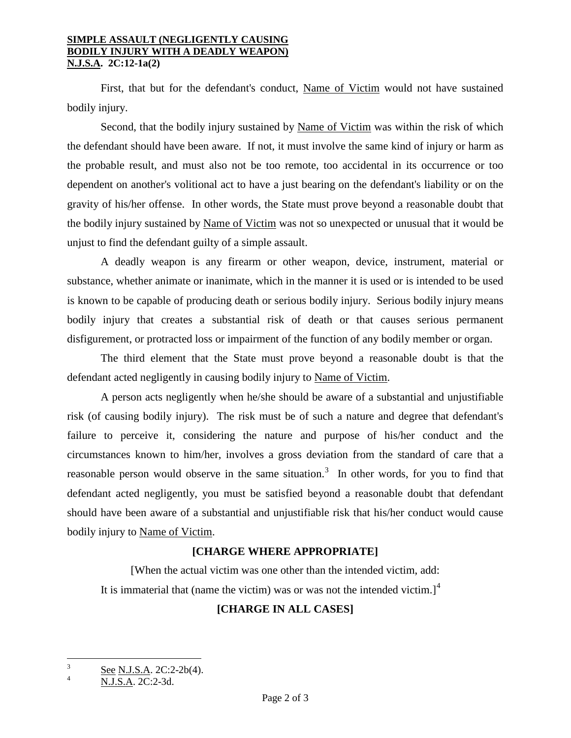First, that but for the defendant's conduct, Name of Victim would not have sustained bodily injury.

Second, that the bodily injury sustained by Name of Victim was within the risk of which the defendant should have been aware. If not, it must involve the same kind of injury or harm as the probable result, and must also not be too remote, too accidental in its occurrence or too dependent on another's volitional act to have a just bearing on the defendant's liability or on the gravity of his/her offense. In other words, the State must prove beyond a reasonable doubt that the bodily injury sustained by Name of Victim was not so unexpected or unusual that it would be unjust to find the defendant guilty of a simple assault.

A deadly weapon is any firearm or other weapon, device, instrument, material or substance, whether animate or inanimate, which in the manner it is used or is intended to be used is known to be capable of producing death or serious bodily injury. Serious bodily injury means bodily injury that creates a substantial risk of death or that causes serious permanent disfigurement, or protracted loss or impairment of the function of any bodily member or organ.

The third element that the State must prove beyond a reasonable doubt is that the defendant acted negligently in causing bodily injury to Name of Victim.

A person acts negligently when he/she should be aware of a substantial and unjustifiable risk (of causing bodily injury). The risk must be of such a nature and degree that defendant's failure to perceive it, considering the nature and purpose of his/her conduct and the circumstances known to him/her, involves a gross deviation from the standard of care that a reasonable person would observe in the same situation.[3] In other words, for you to find that defendant acted negligently, you must be satisfied beyond a reasonable doubt that defendant should have been aware of a substantial and unjustifiable risk that his/her conduct would cause bodily injury to Name of Victim.

**[CHARGE WHERE APPROPRIATE]**

[When the actual victim was one other than the intended victim, add:
It is immaterial that (name the victim) was or was not the intended victim.][4]

**[CHARGE IN ALL CASES]**

---

[3] See N.J.S.A. 2C:2-2b(4).

[4] N.J.S.A. 2C:2-3d.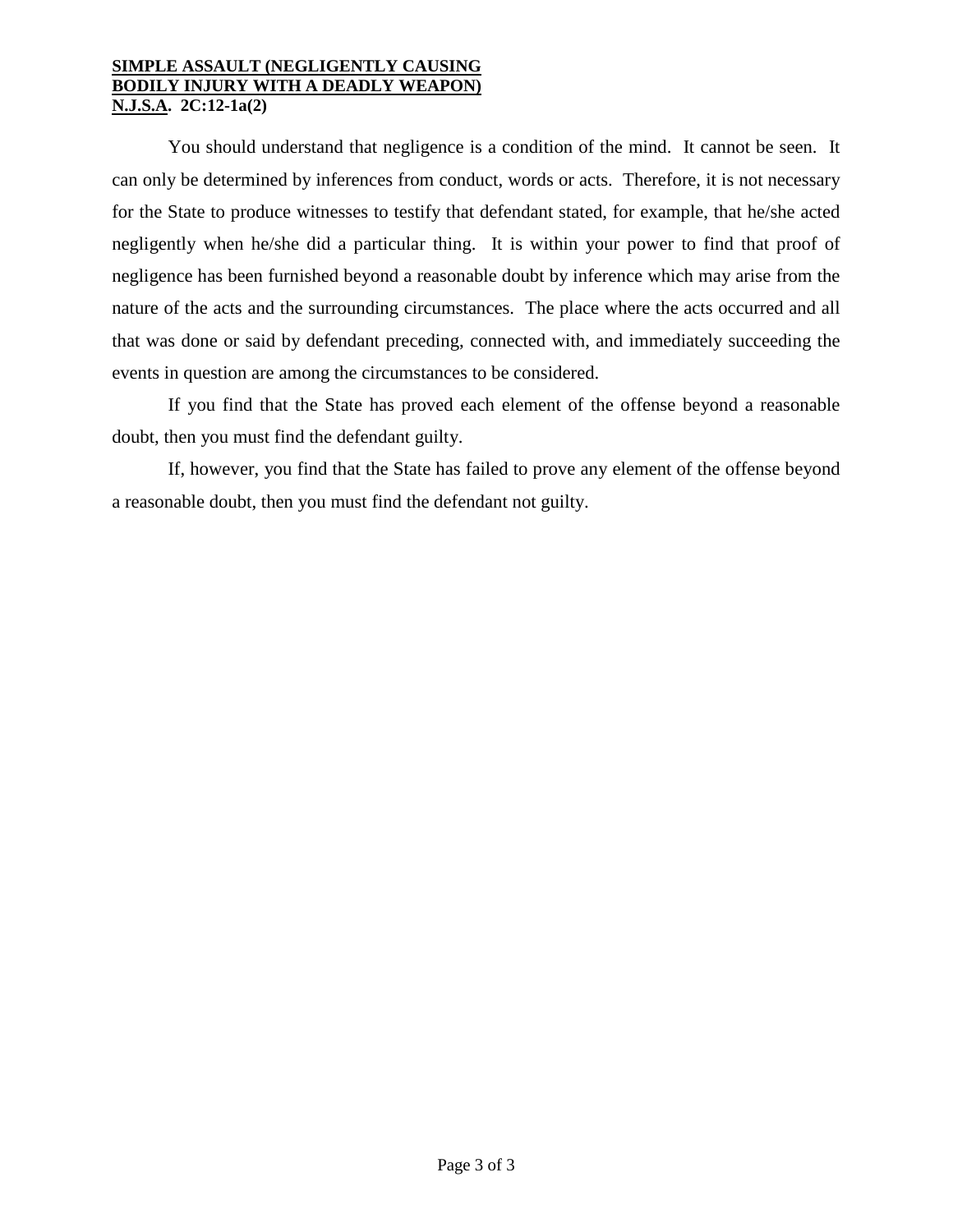You should understand that negligence is a condition of the mind. It cannot be seen. It can only be determined by inferences from conduct, words or acts. Therefore, it is not necessary for the State to produce witnesses to testify that defendant stated, for example, that he/she acted negligently when he/she did a particular thing. It is within your power to find that proof of negligence has been furnished beyond a reasonable doubt by inference which may arise from the nature of the acts and the surrounding circumstances. The place where the acts occurred and all that was done or said by defendant preceding, connected with, and immediately succeeding the events in question are among the circumstances to be considered.

If you find that the State has proved each element of the offense beyond a reasonable doubt, then you must find the defendant guilty.

If, however, you find that the State has failed to prove any element of the offense beyond a reasonable doubt, then you must find the defendant not guilty.